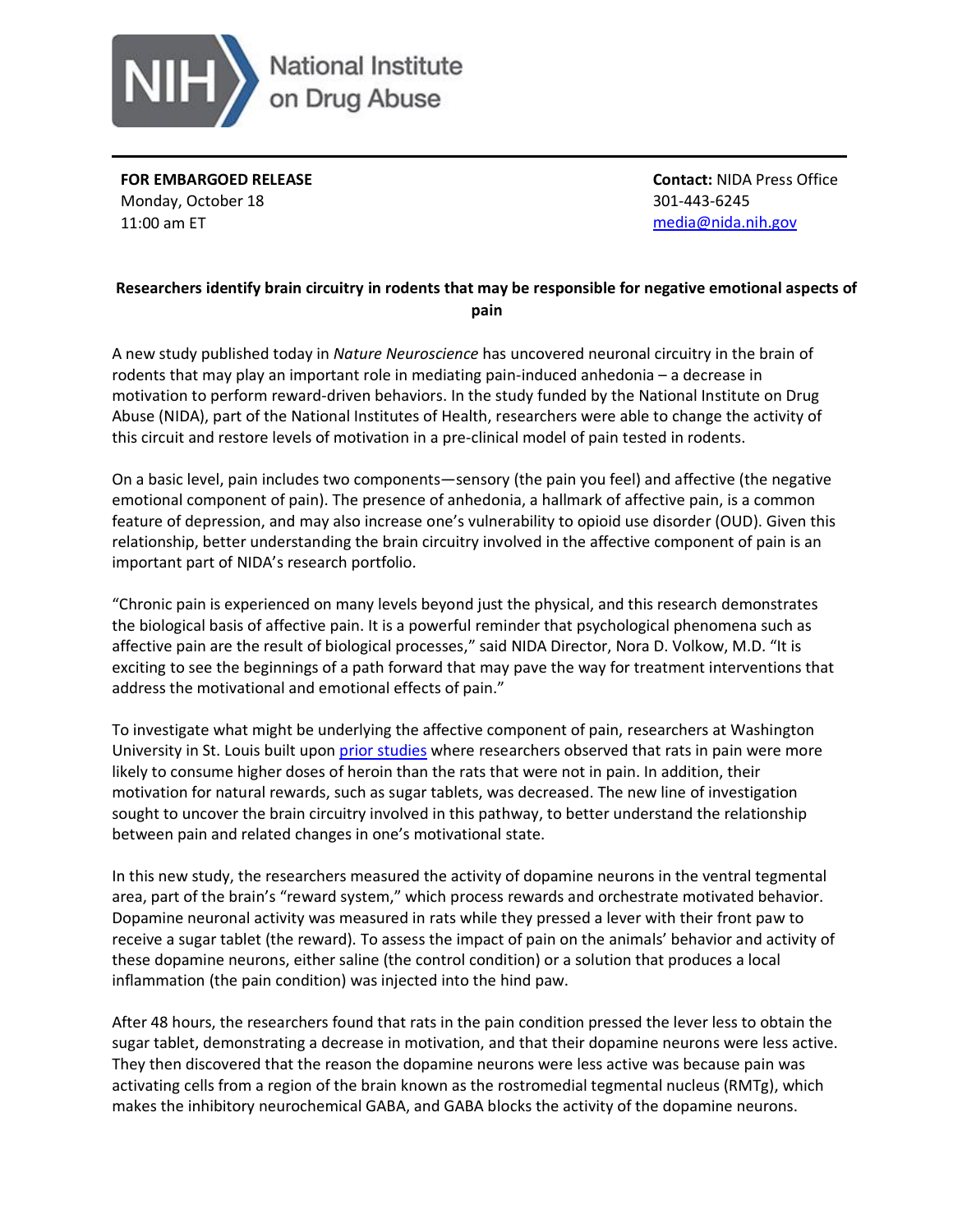National Institute on Drug Abuse

**FOR EMBARGOED RELEASE**
Monday, October 18
11:00 am ET

**Contact:** NIDA Press Office
301-443-6245
media@nida.nih.gov

## Researchers identify brain circuitry in rodents that may be responsible for negative emotional aspects of pain

A new study published today in *Nature Neuroscience* has uncovered neuronal circuitry in the brain of rodents that may play an important role in mediating pain-induced anhedonia – a decrease in motivation to perform reward-driven behaviors. In the study funded by the National Institute on Drug Abuse (NIDA), part of the National Institutes of Health, researchers were able to change the activity of this circuit and restore levels of motivation in a pre-clinical model of pain tested in rodents.

On a basic level, pain includes two components—sensory (the pain you feel) and affective (the negative emotional component of pain). The presence of anhedonia, a hallmark of affective pain, is a common feature of depression, and may also increase one's vulnerability to opioid use disorder (OUD). Given this relationship, better understanding the brain circuitry involved in the affective component of pain is an important part of NIDA's research portfolio.

"Chronic pain is experienced on many levels beyond just the physical, and this research demonstrates the biological basis of affective pain. It is a powerful reminder that psychological phenomena such as affective pain are the result of biological processes," said NIDA Director, Nora D. Volkow, M.D. "It is exciting to see the beginnings of a path forward that may pave the way for treatment interventions that address the motivational and emotional effects of pain."

To investigate what might be underlying the affective component of pain, researchers at Washington University in St. Louis built upon prior studies where researchers observed that rats in pain were more likely to consume higher doses of heroin than the rats that were not in pain. In addition, their motivation for natural rewards, such as sugar tablets, was decreased. The new line of investigation sought to uncover the brain circuitry involved in this pathway, to better understand the relationship between pain and related changes in one's motivational state.

In this new study, the researchers measured the activity of dopamine neurons in the ventral tegmental area, part of the brain's "reward system," which process rewards and orchestrate motivated behavior. Dopamine neuronal activity was measured in rats while they pressed a lever with their front paw to receive a sugar tablet (the reward). To assess the impact of pain on the animals' behavior and activity of these dopamine neurons, either saline (the control condition) or a solution that produces a local inflammation (the pain condition) was injected into the hind paw.

After 48 hours, the researchers found that rats in the pain condition pressed the lever less to obtain the sugar tablet, demonstrating a decrease in motivation, and that their dopamine neurons were less active. They then discovered that the reason the dopamine neurons were less active was because pain was activating cells from a region of the brain known as the rostromedial tegmental nucleus (RMTg), which makes the inhibitory neurochemical GABA, and GABA blocks the activity of the dopamine neurons.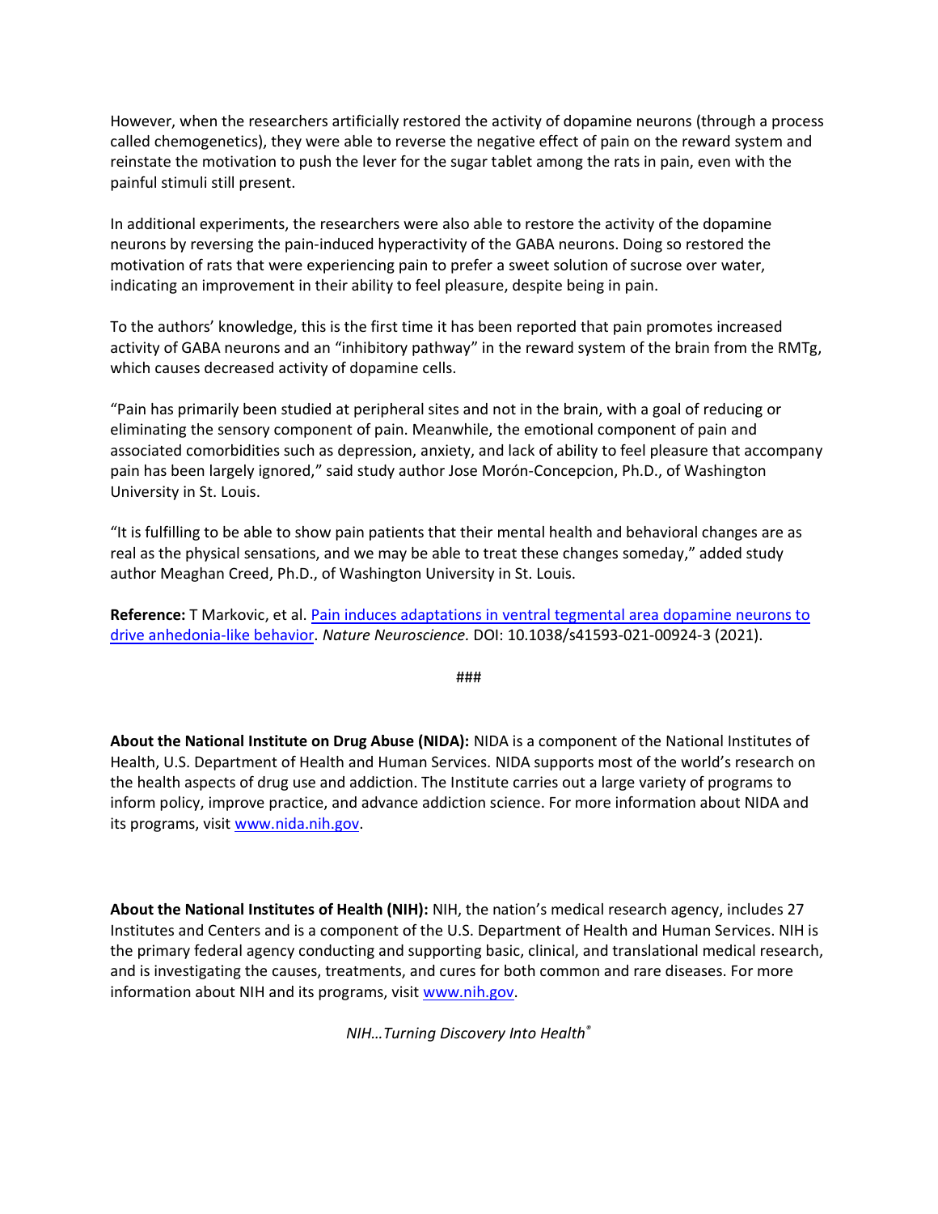However, when the researchers artificially restored the activity of dopamine neurons (through a process called chemogenetics), they were able to reverse the negative effect of pain on the reward system and reinstate the motivation to push the lever for the sugar tablet among the rats in pain, even with the painful stimuli still present.

In additional experiments, the researchers were also able to restore the activity of the dopamine neurons by reversing the pain-induced hyperactivity of the GABA neurons. Doing so restored the motivation of rats that were experiencing pain to prefer a sweet solution of sucrose over water, indicating an improvement in their ability to feel pleasure, despite being in pain.

To the authors' knowledge, this is the first time it has been reported that pain promotes increased activity of GABA neurons and an "inhibitory pathway" in the reward system of the brain from the RMTg, which causes decreased activity of dopamine cells.

"Pain has primarily been studied at peripheral sites and not in the brain, with a goal of reducing or eliminating the sensory component of pain. Meanwhile, the emotional component of pain and associated comorbidities such as depression, anxiety, and lack of ability to feel pleasure that accompany pain has been largely ignored," said study author Jose Morón-Concepcion, Ph.D., of Washington University in St. Louis.

"It is fulfilling to be able to show pain patients that their mental health and behavioral changes are as real as the physical sensations, and we may be able to treat these changes someday," added study author Meaghan Creed, Ph.D., of Washington University in St. Louis.

**Reference:** T Markovic, et al. [Pain induces adaptations in ventral tegmental area dopamine neurons to drive anhedonia-like behavior](). *Nature Neuroscience.* DOI: 10.1038/s41593-021-00924-3 (2021).

###

**About the National Institute on Drug Abuse (NIDA):** NIDA is a component of the National Institutes of Health, U.S. Department of Health and Human Services. NIDA supports most of the world's research on the health aspects of drug use and addiction. The Institute carries out a large variety of programs to inform policy, improve practice, and advance addiction science. For more information about NIDA and its programs, visit www.nida.nih.gov.

**About the National Institutes of Health (NIH):** NIH, the nation's medical research agency, includes 27 Institutes and Centers and is a component of the U.S. Department of Health and Human Services. NIH is the primary federal agency conducting and supporting basic, clinical, and translational medical research, and is investigating the causes, treatments, and cures for both common and rare diseases. For more information about NIH and its programs, visit www.nih.gov.

*NIH…Turning Discovery Into Health®*